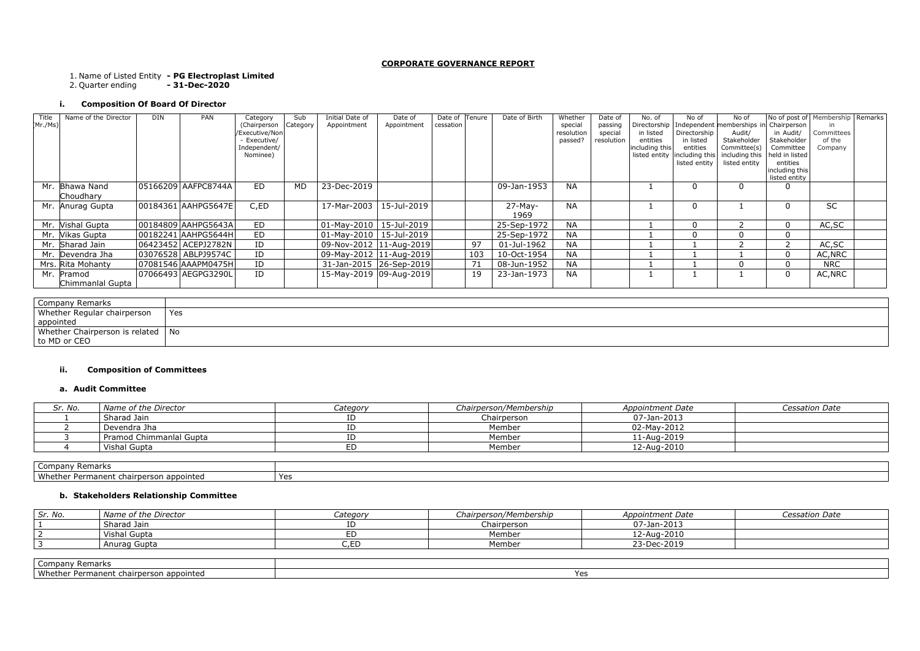## CORPORATE GOVERNANCE REPORT

1. Name of Listed Entity **- PG Electroplast Limited**
2. Quarter ending **- 31-Dec-2020**

### i. Composition Of Board Of Director

| Title (Mr./Ms) | Name of the Director | DIN | PAN | Category (Chairperson /Executive/Non - Executive/ Independent/ Nominee) | Sub Category | Initial Date of Appointment | Date of Appointment | Date of cessation | Tenure | Date of Birth | Whether special resolution passed? | Date of passing special resolution | No. of Directorship in listed entities including this listed entity | No of Independent Directorship in listed entities including this listed entity | No of memberships in Audit/ Stakeholder Committee(s) including this listed entity | No of post of Chairperson in Audit/ Stakeholder Committee held in listed entities including this listed entity | Membership in Committees of the Company | Remarks |
|---|---|---|---|---|---|---|---|---|---|---|---|---|---|---|---|---|---|---|
| Mr. | Bhawa Nand Choudhary | 05166209 | AAFPC8744A | ED | MD | 23-Dec-2019 | | | | 09-Jan-1953 | NA | | 1 | 0 | 0 | 0 | | |
| Mr. | Anurag Gupta | 00184361 | AAHPG5647E | C,ED | | 17-Mar-2003 | 15-Jul-2019 | | | 27-May-1969 | NA | | 1 | 0 | 1 | 0 | SC | |
| Mr. | Vishal Gupta | 00184809 | AAHPG5643A | ED | | 01-May-2010 | 15-Jul-2019 | | | 25-Sep-1972 | NA | | 1 | 0 | 2 | 0 | AC,SC | |
| Mr. | Vikas Gupta | 00182241 | AAHPG5644H | ED | | 01-May-2010 | 15-Jul-2019 | | | 25-Sep-1972 | NA | | 1 | 0 | 0 | 0 | | |
| Mr. | Sharad Jain | 06423452 | ACEPJ2782N | ID | | 09-Nov-2012 | 11-Aug-2019 | | 97 | 01-Jul-1962 | NA | | 1 | 1 | 2 | 2 | AC,SC | |
| Mr. | Devendra Jha | 03076528 | ABLPJ9574C | ID | | 09-May-2012 | 11-Aug-2019 | | 103 | 10-Oct-1954 | NA | | 1 | 1 | 1 | 0 | AC,NRC | |
| Mrs. | Rita Mohanty | 07081546 | AAAPM0475H | ID | | 31-Jan-2015 | 26-Sep-2019 | | 71 | 08-Jun-1952 | NA | | 1 | 1 | 0 | 0 | NRC | |
| Mr. | Pramod Chimmanlal Gupta | 07066493 | AEGPG3290L | ID | | 15-May-2019 | 09-Aug-2019 | | 19 | 23-Jan-1973 | NA | | 1 | 1 | 1 | 0 | AC,NRC | |

| Company Remarks | |
|---|---|
| Whether Regular chairperson appointed | Yes |
| Whether Chairperson is related to MD or CEO | No |

### ii. Composition of Committees

#### a. Audit Committee

| *Sr. No.* | *Name of the Director* | *Category* | *Chairperson/Membership* | *Appointment Date* | *Cessation Date* |
|---|---|---|---|---|---|
| 1 | Sharad Jain | ID | Chairperson | 07-Jan-2013 | |
| 2 | Devendra Jha | ID | Member | 02-May-2012 | |
| 3 | Pramod Chimmanlal Gupta | ID | Member | 11-Aug-2019 | |
| 4 | Vishal Gupta | ED | Member | 12-Aug-2010 | |

| Company Remarks | |
|---|---|
| Whether Permanent chairperson appointed | Yes |

#### b. Stakeholders Relationship Committee

| *Sr. No.* | *Name of the Director* | *Category* | *Chairperson/Membership* | *Appointment Date* | *Cessation Date* |
|---|---|---|---|---|---|
| 1 | Sharad Jain | ID | Chairperson | 07-Jan-2013 | |
| 2 | Vishal Gupta | ED | Member | 12-Aug-2010 | |
| 3 | Anurag Gupta | C,ED | Member | 23-Dec-2019 | |

| Company Remarks | |
|---|---|
| Whether Permanent chairperson appointed | Yes |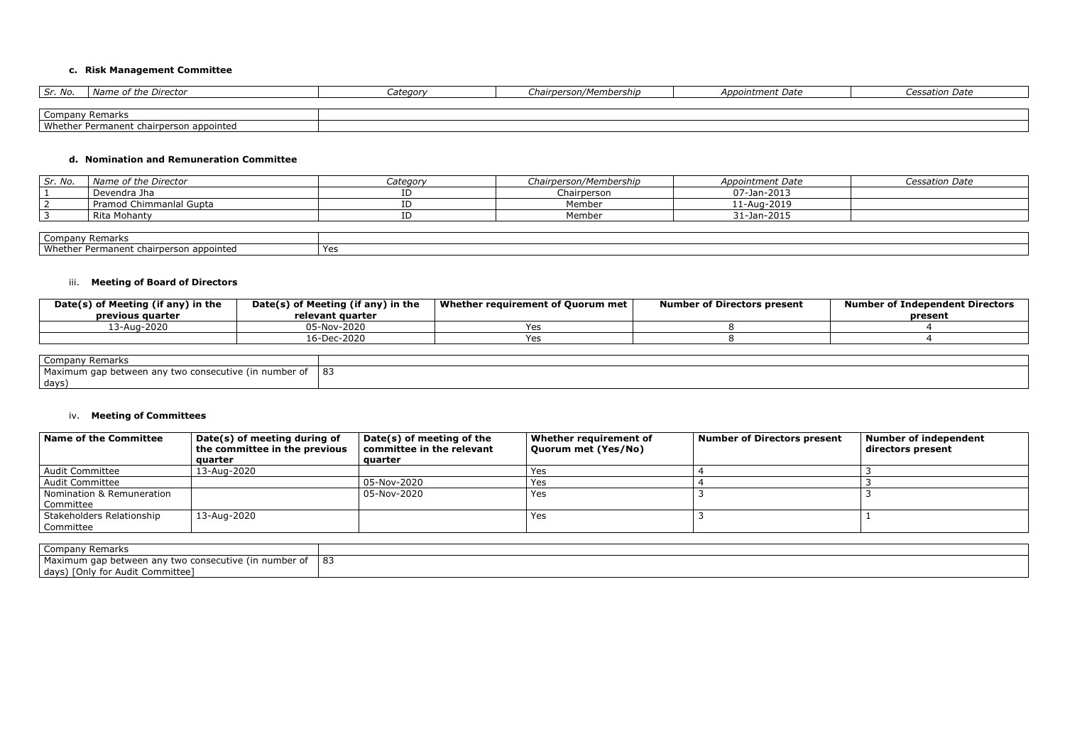#### c. Risk Management Committee

| *Sr. No.* | *Name of the Director* | *Category* | *Chairperson/Membership* | *Appointment Date* | *Cessation Date* |
|---|---|---|---|---|---|

| Company Remarks | |
|---|---|
| Whether Permanent chairperson appointed | |

#### d. Nomination and Remuneration Committee

| *Sr. No.* | *Name of the Director* | *Category* | *Chairperson/Membership* | *Appointment Date* | *Cessation Date* |
|---|---|---|---|---|---|
| 1 | Devendra Jha | ID | Chairperson | 07-Jan-2013 | |
| 2 | Pramod Chimmanlal Gupta | ID | Member | 11-Aug-2019 | |
| 3 | Rita Mohanty | ID | Member | 31-Jan-2015 | |

| Company Remarks | |
|---|---|
| Whether Permanent chairperson appointed | Yes |

### iii. Meeting of Board of Directors

| Date(s) of Meeting (if any) in the previous quarter | Date(s) of Meeting (if any) in the relevant quarter | Whether requirement of Quorum met | Number of Directors present | Number of Independent Directors present |
|---|---|---|---|---|
| 13-Aug-2020 | 05-Nov-2020 | Yes | 8 | 4 |
| | 16-Dec-2020 | Yes | 8 | 4 |

| Company Remarks | |
|---|---|
| Maximum gap between any two consecutive (in number of days) | 83 |

### iv. Meeting of Committees

| Name of the Committee | Date(s) of meeting during of the committee in the previous quarter | Date(s) of meeting of the committee in the relevant quarter | Whether requirement of Quorum met (Yes/No) | Number of Directors present | Number of independent directors present |
|---|---|---|---|---|---|
| Audit Committee | 13-Aug-2020 | | Yes | 4 | 3 |
| Audit Committee | | 05-Nov-2020 | Yes | 4 | 3 |
| Nomination & Remuneration Committee | | 05-Nov-2020 | Yes | 3 | 3 |
| Stakeholders Relationship Committee | 13-Aug-2020 | | Yes | 3 | 1 |

| Company Remarks | |
|---|---|
| Maximum gap between any two consecutive (in number of days) [Only for Audit Committee] | 83 |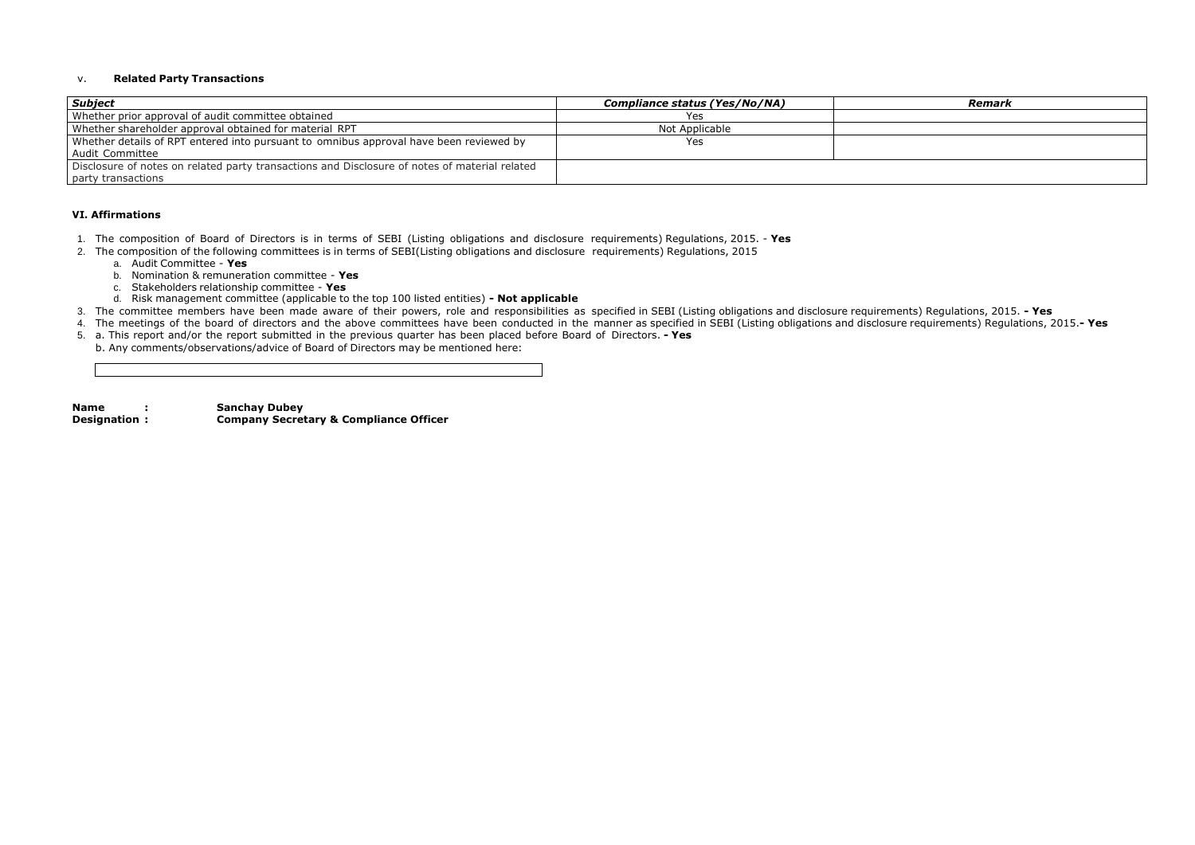v. **Related Party Transactions**

| *Subject* | *Compliance status (Yes/No/NA)* | *Remark* |
|---|---|---|
| Whether prior approval of audit committee obtained | Yes | |
| Whether shareholder approval obtained for material RPT | Not Applicable | |
| Whether details of RPT entered into pursuant to omnibus approval have been reviewed by Audit Committee | Yes | |
| Disclosure of notes on related party transactions and Disclosure of notes of material related party transactions | | |

**VI. Affirmations**

1. The composition of Board of Directors is in terms of SEBI (Listing obligations and disclosure requirements) Regulations, 2015. - **Yes**
2. The composition of the following committees is in terms of SEBI(Listing obligations and disclosure requirements) Regulations, 2015
   a. Audit Committee - **Yes**
   b. Nomination & remuneration committee - **Yes**
   c. Stakeholders relationship committee - **Yes**
   d. Risk management committee (applicable to the top 100 listed entities) **- Not applicable**
3. The committee members have been made aware of their powers, role and responsibilities as specified in SEBI (Listing obligations and disclosure requirements) Regulations, 2015. **- Yes**
4. The meetings of the board of directors and the above committees have been conducted in the manner as specified in SEBI (Listing obligations and disclosure requirements) Regulations, 2015.**- Yes**
5. a. This report and/or the report submitted in the previous quarter has been placed before Board of Directors. **- Yes**
   b. Any comments/observations/advice of Board of Directors may be mentioned here:

**Name :** **Sanchay Dubey**
**Designation :** **Company Secretary & Compliance Officer**